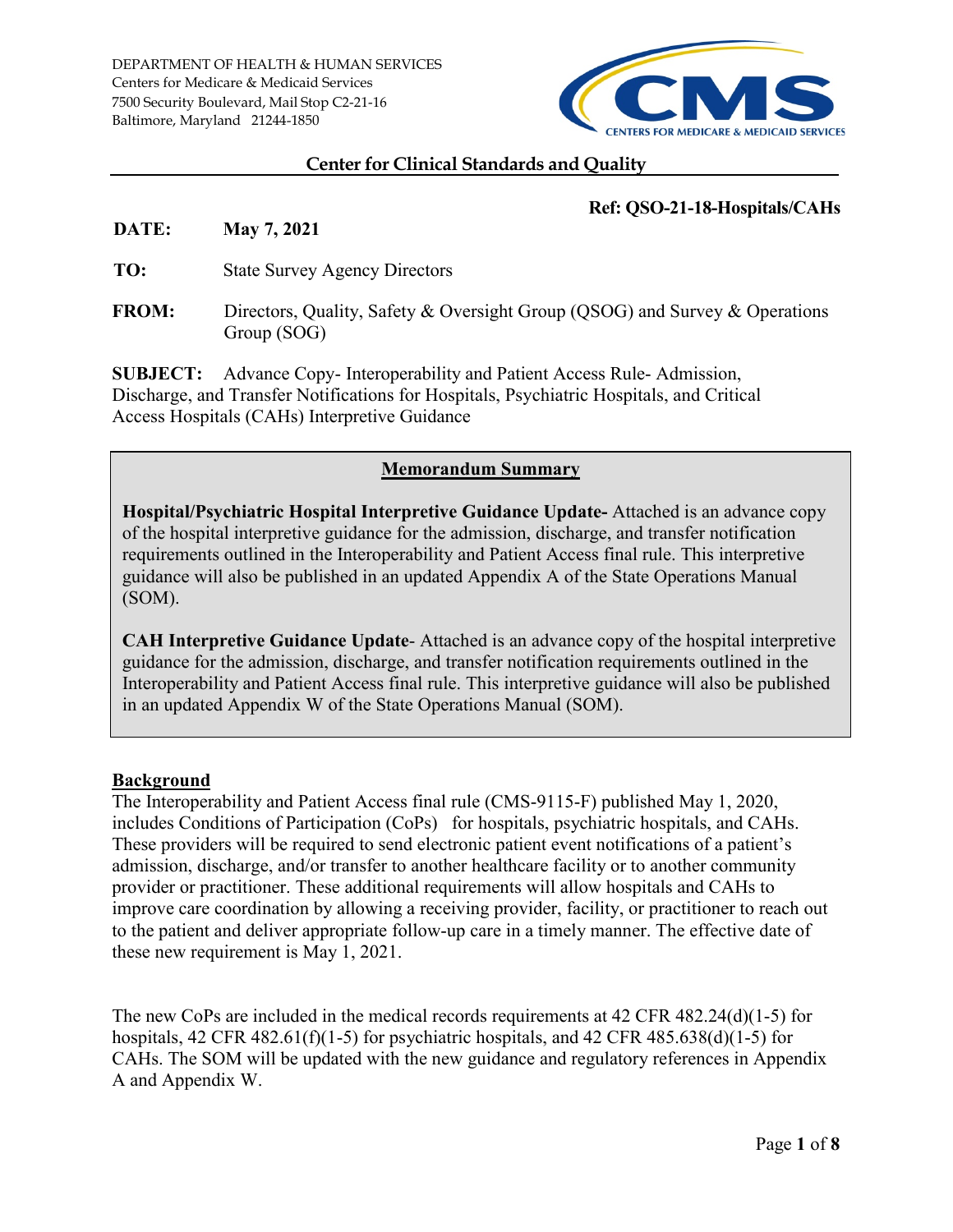DEPARTMENT OF HEALTH & HUMAN SERVICES
Centers for Medicare & Medicaid Services
7500 Security Boulevard, Mail Stop C2-21-16
Baltimore, Maryland 21244-1850

CMS
CENTERS FOR MEDICARE & MEDICAID SERVICES

**Center for Clinical Standards and Quality**

**Ref: QSO-21-18-Hospitals/CAHs**

**DATE:** **May 7, 2021**

**TO:** State Survey Agency Directors

**FROM:** Directors, Quality, Safety & Oversight Group (QSOG) and Survey & Operations Group (SOG)

**SUBJECT:** Advance Copy- Interoperability and Patient Access Rule- Admission, Discharge, and Transfer Notifications for Hospitals, Psychiatric Hospitals, and Critical Access Hospitals (CAHs) Interpretive Guidance

## Memorandum Summary

**Hospital/Psychiatric Hospital Interpretive Guidance Update-** Attached is an advance copy of the hospital interpretive guidance for the admission, discharge, and transfer notification requirements outlined in the Interoperability and Patient Access final rule. This interpretive guidance will also be published in an updated Appendix A of the State Operations Manual (SOM).

**CAH Interpretive Guidance Update**- Attached is an advance copy of the hospital interpretive guidance for the admission, discharge, and transfer notification requirements outlined in the Interoperability and Patient Access final rule. This interpretive guidance will also be published in an updated Appendix W of the State Operations Manual (SOM).

## Background

The Interoperability and Patient Access final rule (CMS-9115-F) published May 1, 2020, includes Conditions of Participation (CoPs) for hospitals, psychiatric hospitals, and CAHs. These providers will be required to send electronic patient event notifications of a patient's admission, discharge, and/or transfer to another healthcare facility or to another community provider or practitioner. These additional requirements will allow hospitals and CAHs to improve care coordination by allowing a receiving provider, facility, or practitioner to reach out to the patient and deliver appropriate follow-up care in a timely manner. The effective date of these new requirement is May 1, 2021.

The new CoPs are included in the medical records requirements at 42 CFR 482.24(d)(1-5) for hospitals, 42 CFR 482.61(f)(1-5) for psychiatric hospitals, and 42 CFR 485.638(d)(1-5) for CAHs. The SOM will be updated with the new guidance and regulatory references in Appendix A and Appendix W.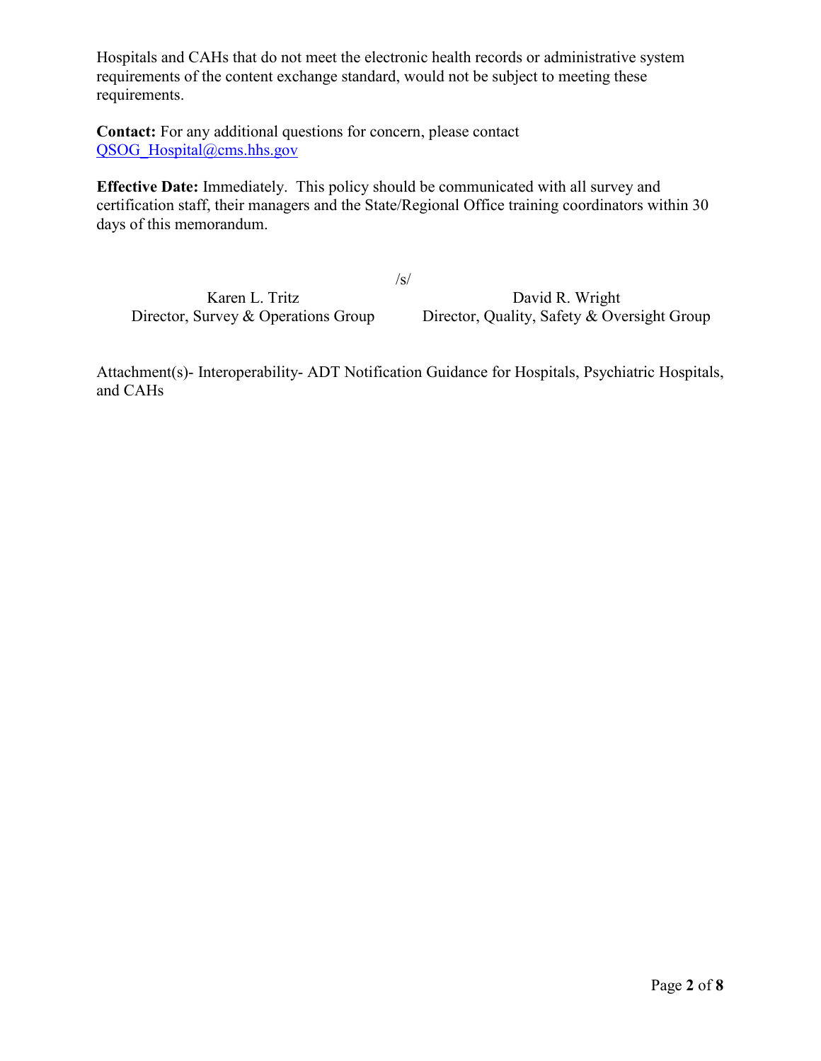Hospitals and CAHs that do not meet the electronic health records or administrative system requirements of the content exchange standard, would not be subject to meeting these requirements.

**Contact:** For any additional questions for concern, please contact QSOG_Hospital@cms.hhs.gov

**Effective Date:** Immediately. This policy should be communicated with all survey and certification staff, their managers and the State/Regional Office training coordinators within 30 days of this memorandum.

/s/

Karen L. Tritz
Director, Survey & Operations Group

David R. Wright
Director, Quality, Safety & Oversight Group

Attachment(s)- Interoperability- ADT Notification Guidance for Hospitals, Psychiatric Hospitals, and CAHs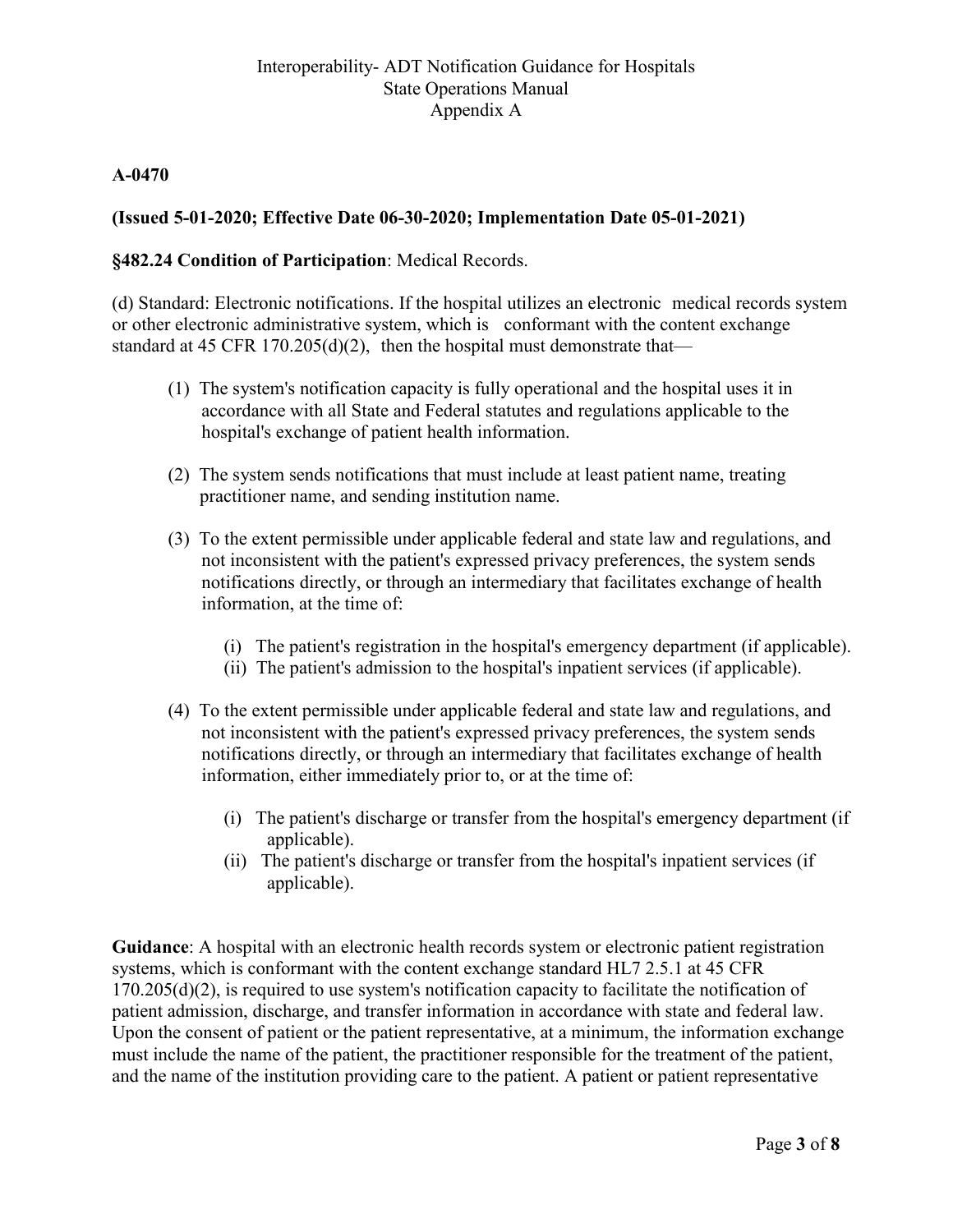Interoperability- ADT Notification Guidance for Hospitals
State Operations Manual
Appendix A

**A-0470**

**(Issued 5-01-2020; Effective Date 06-30-2020; Implementation Date 05-01-2021)**

**§482.24 Condition of Participation**: Medical Records.

(d) Standard: Electronic notifications. If the hospital utilizes an electronic medical records system or other electronic administrative system, which is conformant with the content exchange standard at 45 CFR 170.205(d)(2), then the hospital must demonstrate that—

(1) The system's notification capacity is fully operational and the hospital uses it in accordance with all State and Federal statutes and regulations applicable to the hospital's exchange of patient health information.

(2) The system sends notifications that must include at least patient name, treating practitioner name, and sending institution name.

(3) To the extent permissible under applicable federal and state law and regulations, and not inconsistent with the patient's expressed privacy preferences, the system sends notifications directly, or through an intermediary that facilitates exchange of health information, at the time of:

  (i) The patient's registration in the hospital's emergency department (if applicable).
  (ii) The patient's admission to the hospital's inpatient services (if applicable).

(4) To the extent permissible under applicable federal and state law and regulations, and not inconsistent with the patient's expressed privacy preferences, the system sends notifications directly, or through an intermediary that facilitates exchange of health information, either immediately prior to, or at the time of:

  (i) The patient's discharge or transfer from the hospital's emergency department (if applicable).
  (ii) The patient's discharge or transfer from the hospital's inpatient services (if applicable).

**Guidance**: A hospital with an electronic health records system or electronic patient registration systems, which is conformant with the content exchange standard HL7 2.5.1 at 45 CFR 170.205(d)(2), is required to use system's notification capacity to facilitate the notification of patient admission, discharge, and transfer information in accordance with state and federal law. Upon the consent of patient or the patient representative, at a minimum, the information exchange must include the name of the patient, the practitioner responsible for the treatment of the patient, and the name of the institution providing care to the patient. A patient or patient representative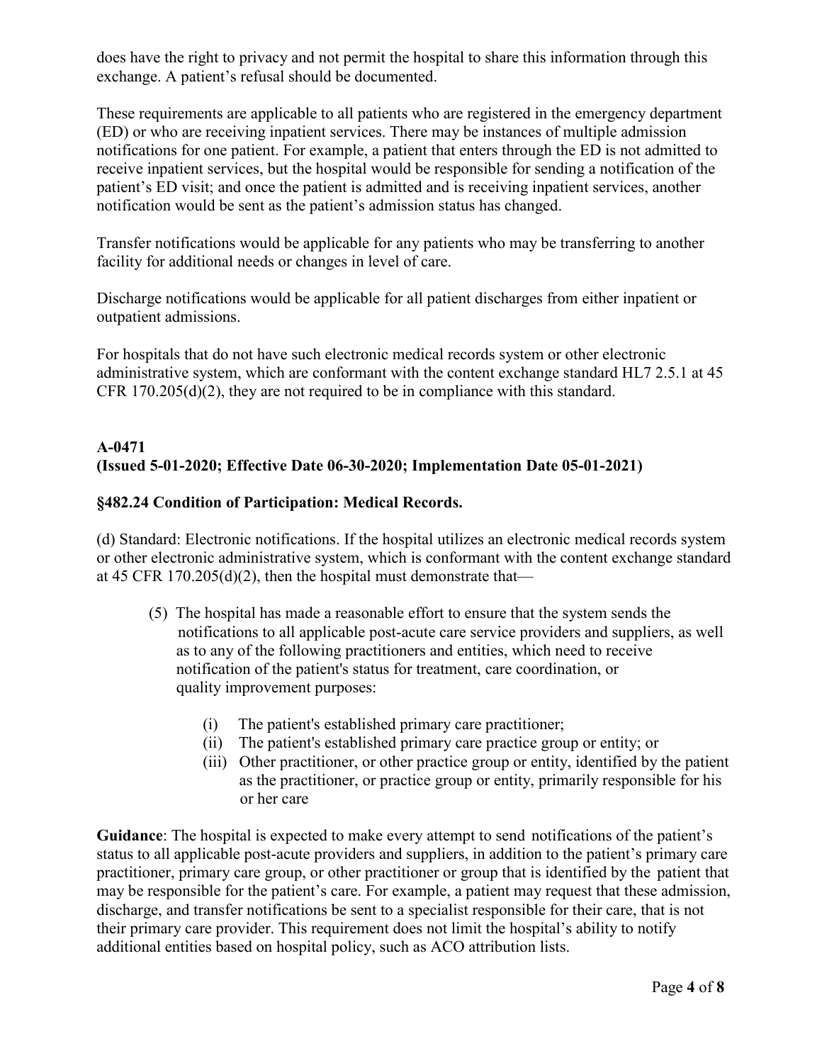does have the right to privacy and not permit the hospital to share this information through this exchange. A patient's refusal should be documented.

These requirements are applicable to all patients who are registered in the emergency department (ED) or who are receiving inpatient services. There may be instances of multiple admission notifications for one patient. For example, a patient that enters through the ED is not admitted to receive inpatient services, but the hospital would be responsible for sending a notification of the patient's ED visit; and once the patient is admitted and is receiving inpatient services, another notification would be sent as the patient's admission status has changed.

Transfer notifications would be applicable for any patients who may be transferring to another facility for additional needs or changes in level of care.

Discharge notifications would be applicable for all patient discharges from either inpatient or outpatient admissions.

For hospitals that do not have such electronic medical records system or other electronic administrative system, which are conformant with the content exchange standard HL7 2.5.1 at 45 CFR 170.205(d)(2), they are not required to be in compliance with this standard.

**A-0471**
**(Issued 5-01-2020; Effective Date 06-30-2020; Implementation Date 05-01-2021)**

**§482.24 Condition of Participation: Medical Records.**

(d) Standard: Electronic notifications. If the hospital utilizes an electronic medical records system or other electronic administrative system, which is conformant with the content exchange standard at 45 CFR 170.205(d)(2), then the hospital must demonstrate that—

(5) The hospital has made a reasonable effort to ensure that the system sends the notifications to all applicable post-acute care service providers and suppliers, as well as to any of the following practitioners and entities, which need to receive notification of the patient's status for treatment, care coordination, or quality improvement purposes:

- (i) The patient's established primary care practitioner;
- (ii) The patient's established primary care practice group or entity; or
- (iii) Other practitioner, or other practice group or entity, identified by the patient as the practitioner, or practice group or entity, primarily responsible for his or her care

**Guidance**: The hospital is expected to make every attempt to send notifications of the patient's status to all applicable post-acute providers and suppliers, in addition to the patient's primary care practitioner, primary care group, or other practitioner or group that is identified by the patient that may be responsible for the patient's care. For example, a patient may request that these admission, discharge, and transfer notifications be sent to a specialist responsible for their care, that is not their primary care provider. This requirement does not limit the hospital's ability to notify additional entities based on hospital policy, such as ACO attribution lists.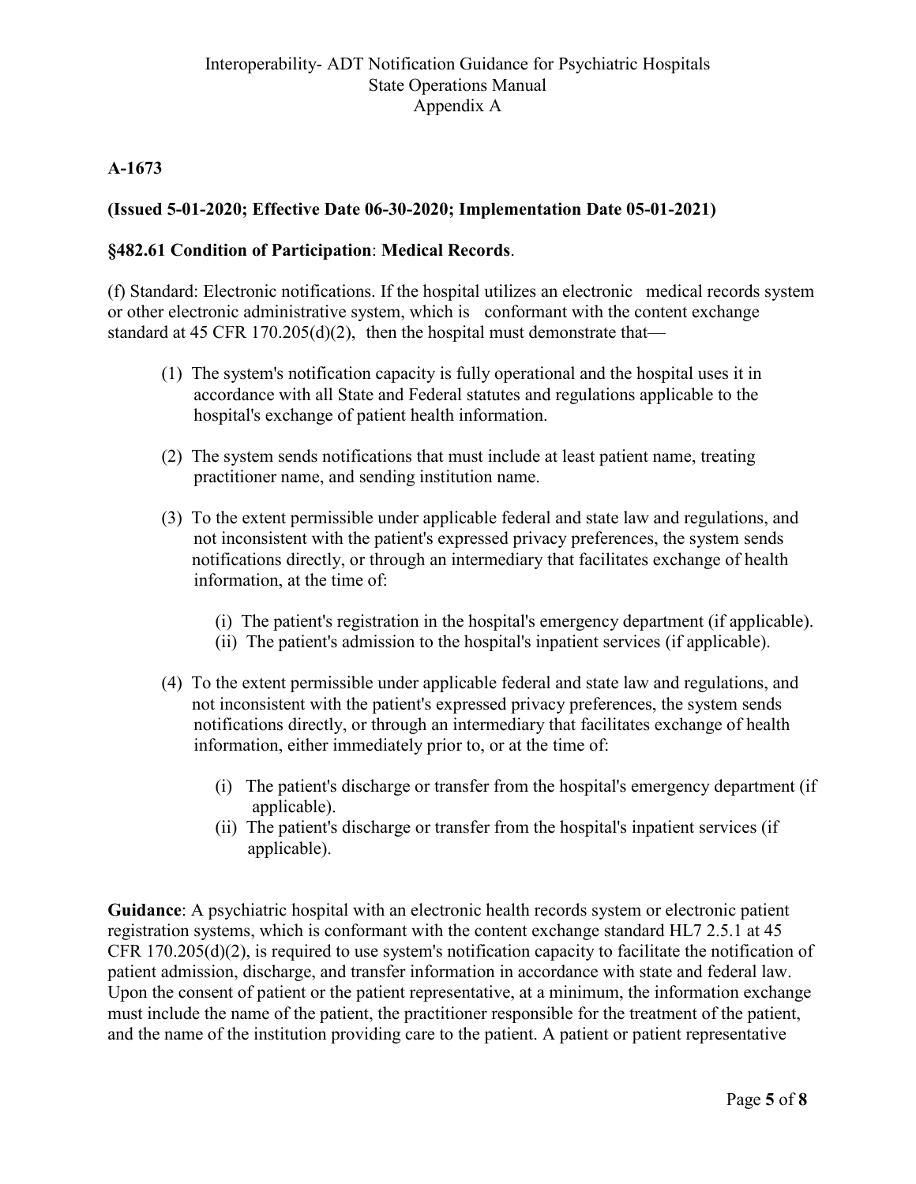Interoperability- ADT Notification Guidance for Psychiatric Hospitals
State Operations Manual
Appendix A

**A-1673**

**(Issued 5-01-2020; Effective Date 06-30-2020; Implementation Date 05-01-2021)**

**§482.61 Condition of Participation**: **Medical Records**.

(f) Standard: Electronic notifications. If the hospital utilizes an electronic medical records system or other electronic administrative system, which is conformant with the content exchange standard at 45 CFR 170.205(d)(2), then the hospital must demonstrate that—

(1) The system's notification capacity is fully operational and the hospital uses it in accordance with all State and Federal statutes and regulations applicable to the hospital's exchange of patient health information.

(2) The system sends notifications that must include at least patient name, treating practitioner name, and sending institution name.

(3) To the extent permissible under applicable federal and state law and regulations, and not inconsistent with the patient's expressed privacy preferences, the system sends notifications directly, or through an intermediary that facilitates exchange of health information, at the time of:

  (i) The patient's registration in the hospital's emergency department (if applicable).
  (ii) The patient's admission to the hospital's inpatient services (if applicable).

(4) To the extent permissible under applicable federal and state law and regulations, and not inconsistent with the patient's expressed privacy preferences, the system sends notifications directly, or through an intermediary that facilitates exchange of health information, either immediately prior to, or at the time of:

  (i) The patient's discharge or transfer from the hospital's emergency department (if applicable).
  (ii) The patient's discharge or transfer from the hospital's inpatient services (if applicable).

**Guidance**: A psychiatric hospital with an electronic health records system or electronic patient registration systems, which is conformant with the content exchange standard HL7 2.5.1 at 45 CFR 170.205(d)(2), is required to use system's notification capacity to facilitate the notification of patient admission, discharge, and transfer information in accordance with state and federal law. Upon the consent of patient or the patient representative, at a minimum, the information exchange must include the name of the patient, the practitioner responsible for the treatment of the patient, and the name of the institution providing care to the patient. A patient or patient representative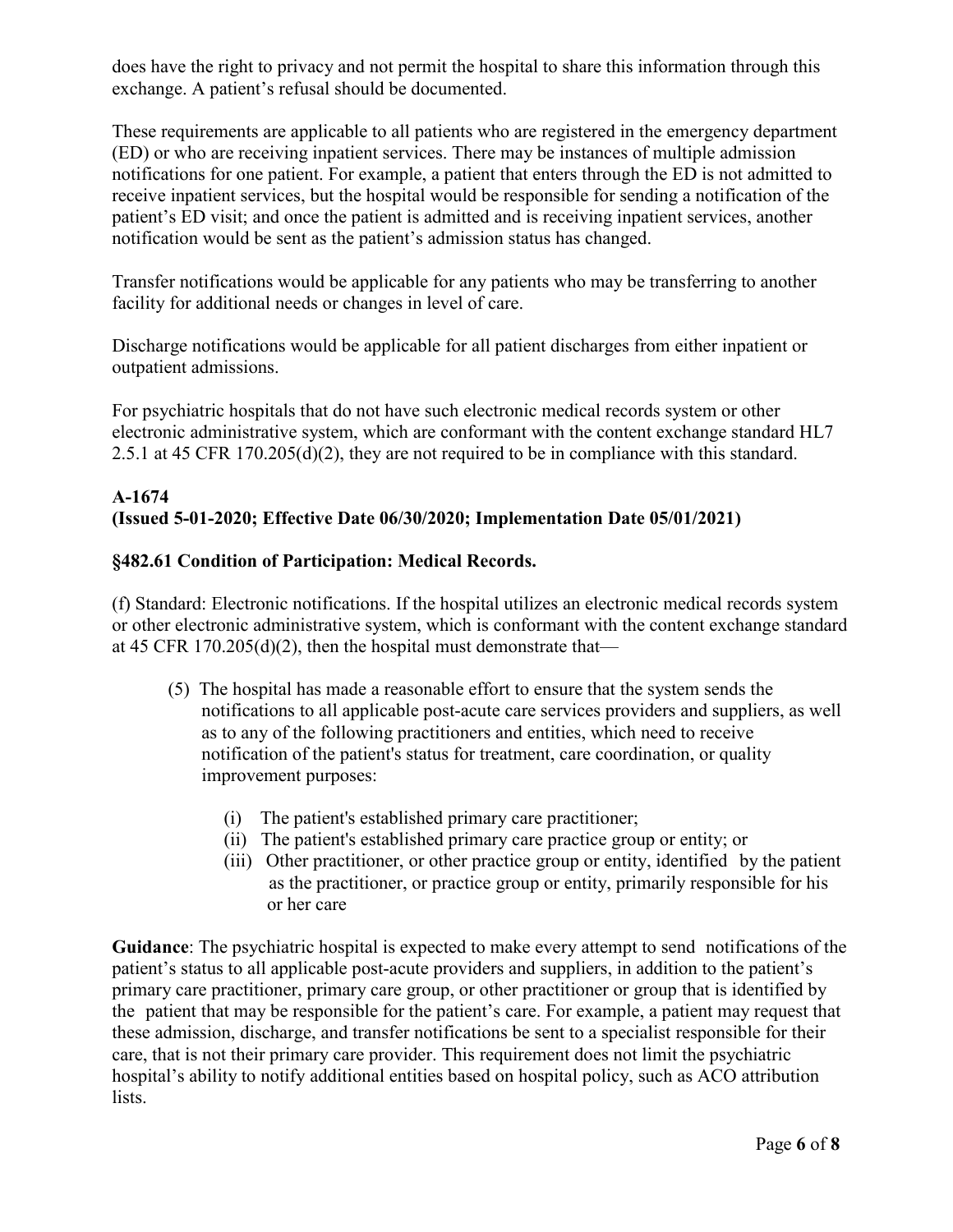does have the right to privacy and not permit the hospital to share this information through this exchange. A patient's refusal should be documented.

These requirements are applicable to all patients who are registered in the emergency department (ED) or who are receiving inpatient services. There may be instances of multiple admission notifications for one patient. For example, a patient that enters through the ED is not admitted to receive inpatient services, but the hospital would be responsible for sending a notification of the patient's ED visit; and once the patient is admitted and is receiving inpatient services, another notification would be sent as the patient's admission status has changed.

Transfer notifications would be applicable for any patients who may be transferring to another facility for additional needs or changes in level of care.

Discharge notifications would be applicable for all patient discharges from either inpatient or outpatient admissions.

For psychiatric hospitals that do not have such electronic medical records system or other electronic administrative system, which are conformant with the content exchange standard HL7 2.5.1 at 45 CFR 170.205(d)(2), they are not required to be in compliance with this standard.

**A-1674**
**(Issued 5-01-2020; Effective Date 06/30/2020; Implementation Date 05/01/2021)**

**§482.61 Condition of Participation: Medical Records.**

(f) Standard: Electronic notifications. If the hospital utilizes an electronic medical records system or other electronic administrative system, which is conformant with the content exchange standard at 45 CFR 170.205(d)(2), then the hospital must demonstrate that—

(5) The hospital has made a reasonable effort to ensure that the system sends the notifications to all applicable post-acute care services providers and suppliers, as well as to any of the following practitioners and entities, which need to receive notification of the patient's status for treatment, care coordination, or quality improvement purposes:

- (i) The patient's established primary care practitioner;
- (ii) The patient's established primary care practice group or entity; or
- (iii) Other practitioner, or other practice group or entity, identified by the patient as the practitioner, or practice group or entity, primarily responsible for his or her care

**Guidance**: The psychiatric hospital is expected to make every attempt to send notifications of the patient's status to all applicable post-acute providers and suppliers, in addition to the patient's primary care practitioner, primary care group, or other practitioner or group that is identified by the patient that may be responsible for the patient's care. For example, a patient may request that these admission, discharge, and transfer notifications be sent to a specialist responsible for their care, that is not their primary care provider. This requirement does not limit the psychiatric hospital's ability to notify additional entities based on hospital policy, such as ACO attribution lists.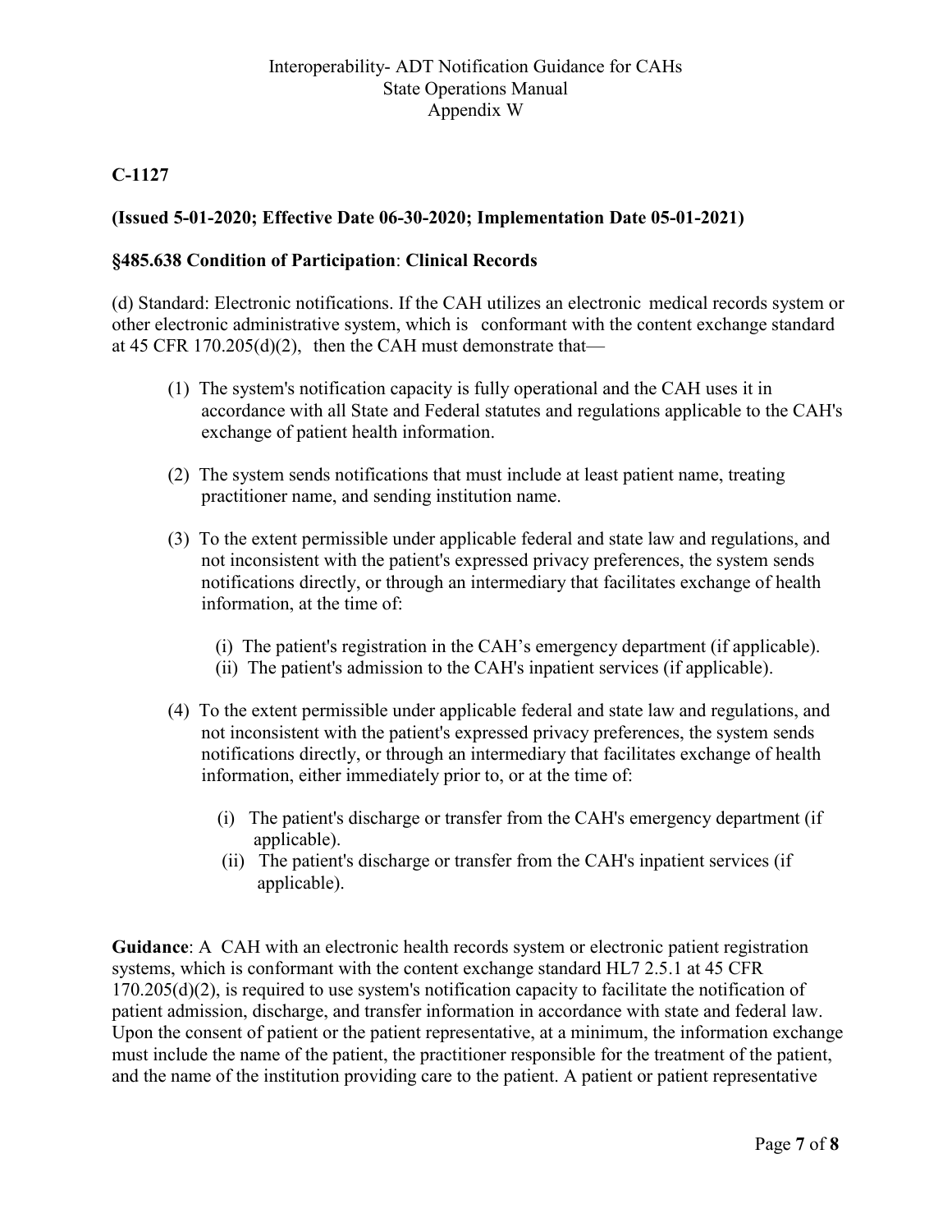**C-1127**

**(Issued 5-01-2020; Effective Date 06-30-2020; Implementation Date 05-01-2021)**

**§485.638 Condition of Participation**: **Clinical Records**

(d) Standard: Electronic notifications. If the CAH utilizes an electronic medical records system or other electronic administrative system, which is conformant with the content exchange standard at 45 CFR 170.205(d)(2), then the CAH must demonstrate that—

(1) The system's notification capacity is fully operational and the CAH uses it in accordance with all State and Federal statutes and regulations applicable to the CAH's exchange of patient health information.

(2) The system sends notifications that must include at least patient name, treating practitioner name, and sending institution name.

(3) To the extent permissible under applicable federal and state law and regulations, and not inconsistent with the patient's expressed privacy preferences, the system sends notifications directly, or through an intermediary that facilitates exchange of health information, at the time of:

- (i) The patient's registration in the CAH's emergency department (if applicable).
- (ii) The patient's admission to the CAH's inpatient services (if applicable).

(4) To the extent permissible under applicable federal and state law and regulations, and not inconsistent with the patient's expressed privacy preferences, the system sends notifications directly, or through an intermediary that facilitates exchange of health information, either immediately prior to, or at the time of:

- (i) The patient's discharge or transfer from the CAH's emergency department (if applicable).
- (ii) The patient's discharge or transfer from the CAH's inpatient services (if applicable).

**Guidance**: A CAH with an electronic health records system or electronic patient registration systems, which is conformant with the content exchange standard HL7 2.5.1 at 45 CFR 170.205(d)(2), is required to use system's notification capacity to facilitate the notification of patient admission, discharge, and transfer information in accordance with state and federal law. Upon the consent of patient or the patient representative, at a minimum, the information exchange must include the name of the patient, the practitioner responsible for the treatment of the patient, and the name of the institution providing care to the patient. A patient or patient representative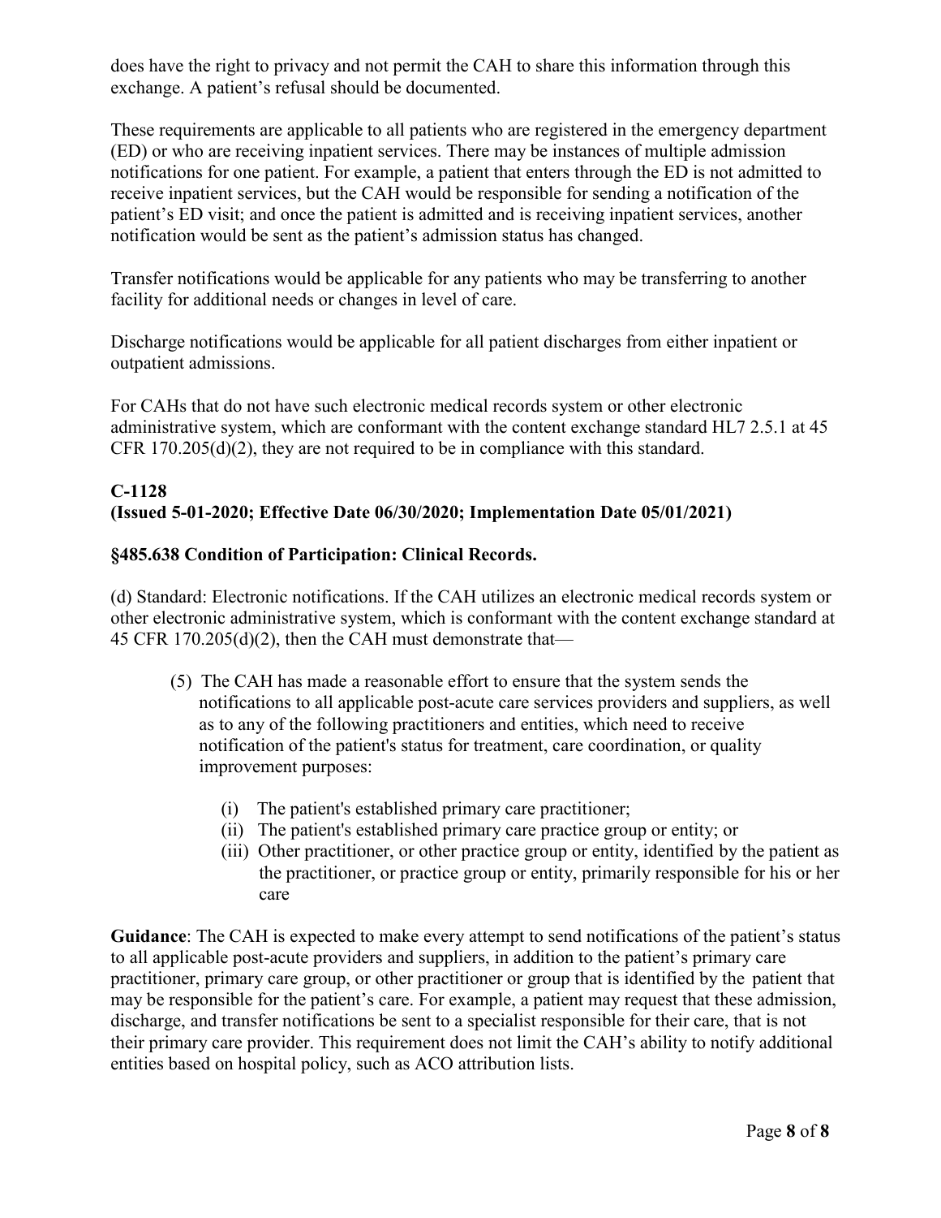does have the right to privacy and not permit the CAH to share this information through this exchange. A patient's refusal should be documented.

These requirements are applicable to all patients who are registered in the emergency department (ED) or who are receiving inpatient services. There may be instances of multiple admission notifications for one patient. For example, a patient that enters through the ED is not admitted to receive inpatient services, but the CAH would be responsible for sending a notification of the patient's ED visit; and once the patient is admitted and is receiving inpatient services, another notification would be sent as the patient's admission status has changed.

Transfer notifications would be applicable for any patients who may be transferring to another facility for additional needs or changes in level of care.

Discharge notifications would be applicable for all patient discharges from either inpatient or outpatient admissions.

For CAHs that do not have such electronic medical records system or other electronic administrative system, which are conformant with the content exchange standard HL7 2.5.1 at 45 CFR 170.205(d)(2), they are not required to be in compliance with this standard.

**C-1128**
**(Issued 5-01-2020; Effective Date 06/30/2020; Implementation Date 05/01/2021)**

**§485.638 Condition of Participation: Clinical Records.**

(d) Standard: Electronic notifications. If the CAH utilizes an electronic medical records system or other electronic administrative system, which is conformant with the content exchange standard at 45 CFR 170.205(d)(2), then the CAH must demonstrate that—

(5) The CAH has made a reasonable effort to ensure that the system sends the notifications to all applicable post-acute care services providers and suppliers, as well as to any of the following practitioners and entities, which need to receive notification of the patient's status for treatment, care coordination, or quality improvement purposes:

- (i) The patient's established primary care practitioner;
- (ii) The patient's established primary care practice group or entity; or
- (iii) Other practitioner, or other practice group or entity, identified by the patient as the practitioner, or practice group or entity, primarily responsible for his or her care

**Guidance**: The CAH is expected to make every attempt to send notifications of the patient's status to all applicable post-acute providers and suppliers, in addition to the patient's primary care practitioner, primary care group, or other practitioner or group that is identified by the patient that may be responsible for the patient's care. For example, a patient may request that these admission, discharge, and transfer notifications be sent to a specialist responsible for their care, that is not their primary care provider. This requirement does not limit the CAH's ability to notify additional entities based on hospital policy, such as ACO attribution lists.